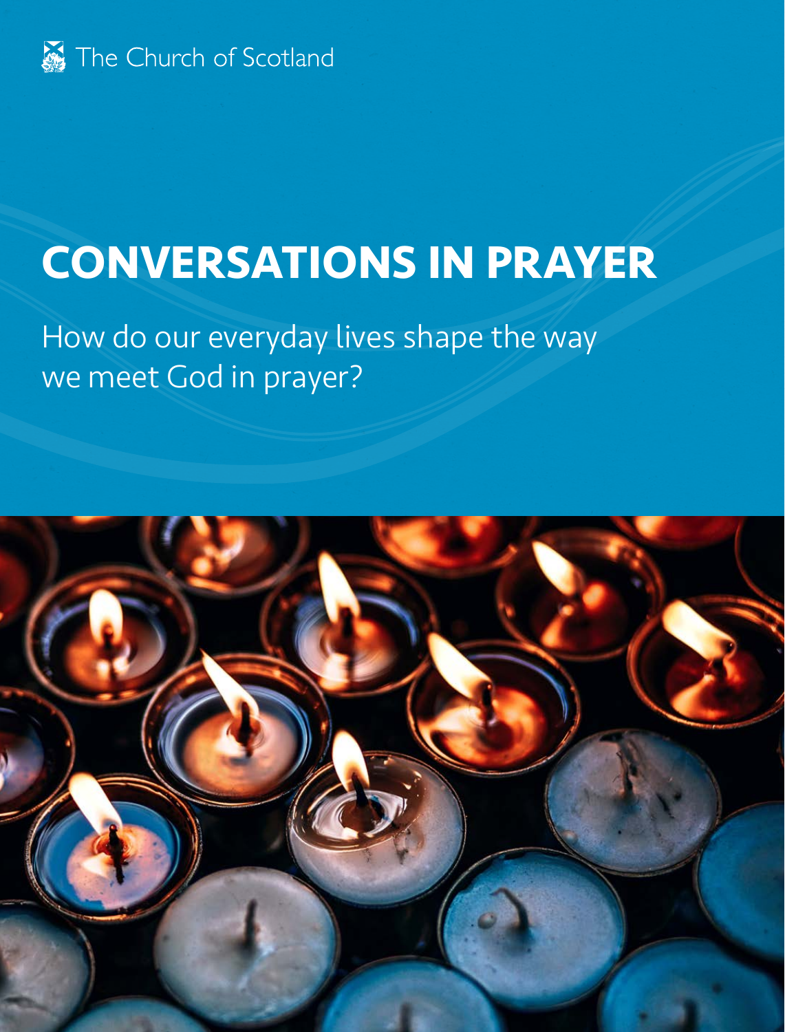The Church of Scotland

# CONVERSATIONS IN PRAYER

How do our everyday lives shape the way we meet God in prayer?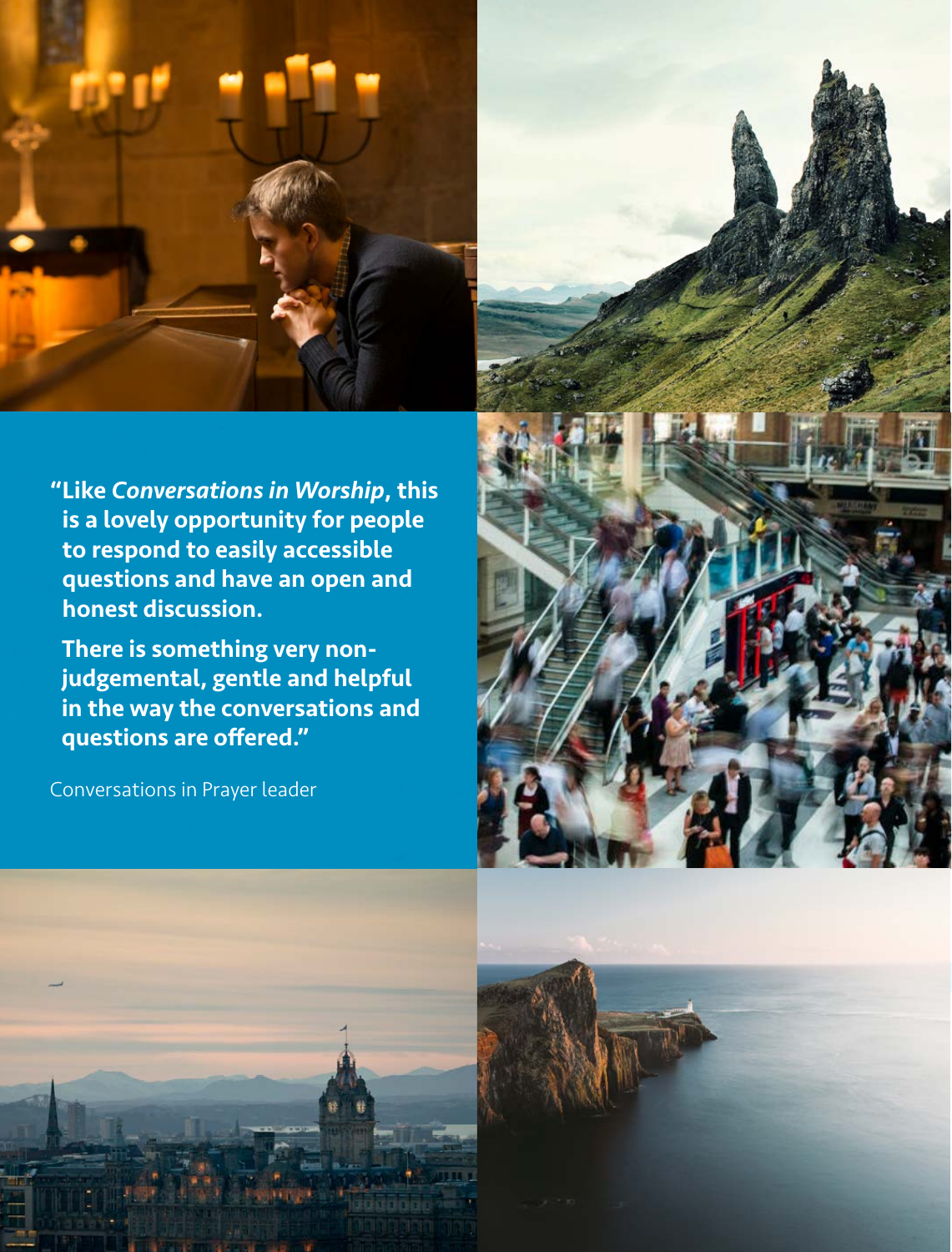**"Like *Conversations in Worship*, this is a lovely opportunity for people to respond to easily accessible questions and have an open and honest discussion.**

**There is something very non-judgemental, gentle and helpful in the way the conversations and questions are offered."**

Conversations in Prayer leader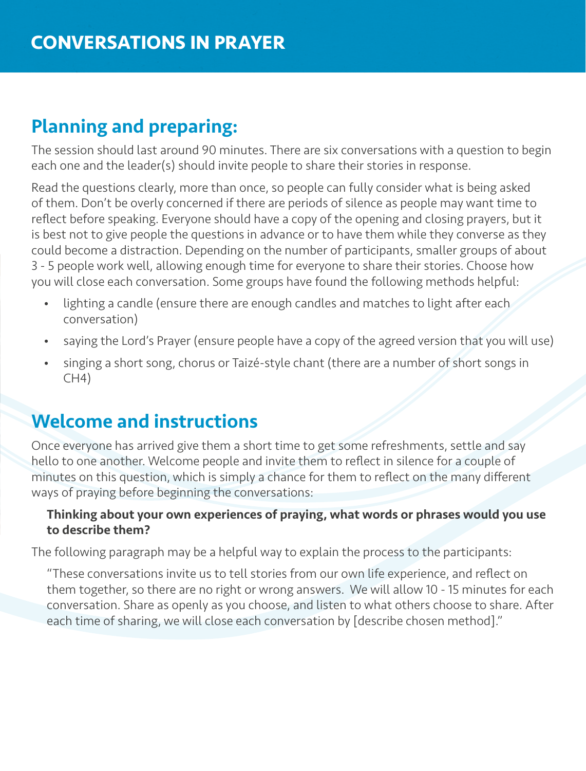# CONVERSATIONS IN PRAYER

## Planning and preparing:

The session should last around 90 minutes. There are six conversations with a question to begin each one and the leader(s) should invite people to share their stories in response.

Read the questions clearly, more than once, so people can fully consider what is being asked of them. Don't be overly concerned if there are periods of silence as people may want time to reflect before speaking. Everyone should have a copy of the opening and closing prayers, but it is best not to give people the questions in advance or to have them while they converse as they could become a distraction. Depending on the number of participants, smaller groups of about 3 - 5 people work well, allowing enough time for everyone to share their stories. Choose how you will close each conversation. Some groups have found the following methods helpful:

- lighting a candle (ensure there are enough candles and matches to light after each conversation)
- saying the Lord's Prayer (ensure people have a copy of the agreed version that you will use)
- singing a short song, chorus or Taizé-style chant (there are a number of short songs in CH4)

## Welcome and instructions

Once everyone has arrived give them a short time to get some refreshments, settle and say hello to one another. Welcome people and invite them to reflect in silence for a couple of minutes on this question, which is simply a chance for them to reflect on the many different ways of praying before beginning the conversations:

> **Thinking about your own experiences of praying, what words or phrases would you use to describe them?**

The following paragraph may be a helpful way to explain the process to the participants:

> "These conversations invite us to tell stories from our own life experience, and reflect on them together, so there are no right or wrong answers. We will allow 10 - 15 minutes for each conversation. Share as openly as you choose, and listen to what others choose to share. After each time of sharing, we will close each conversation by [describe chosen method]."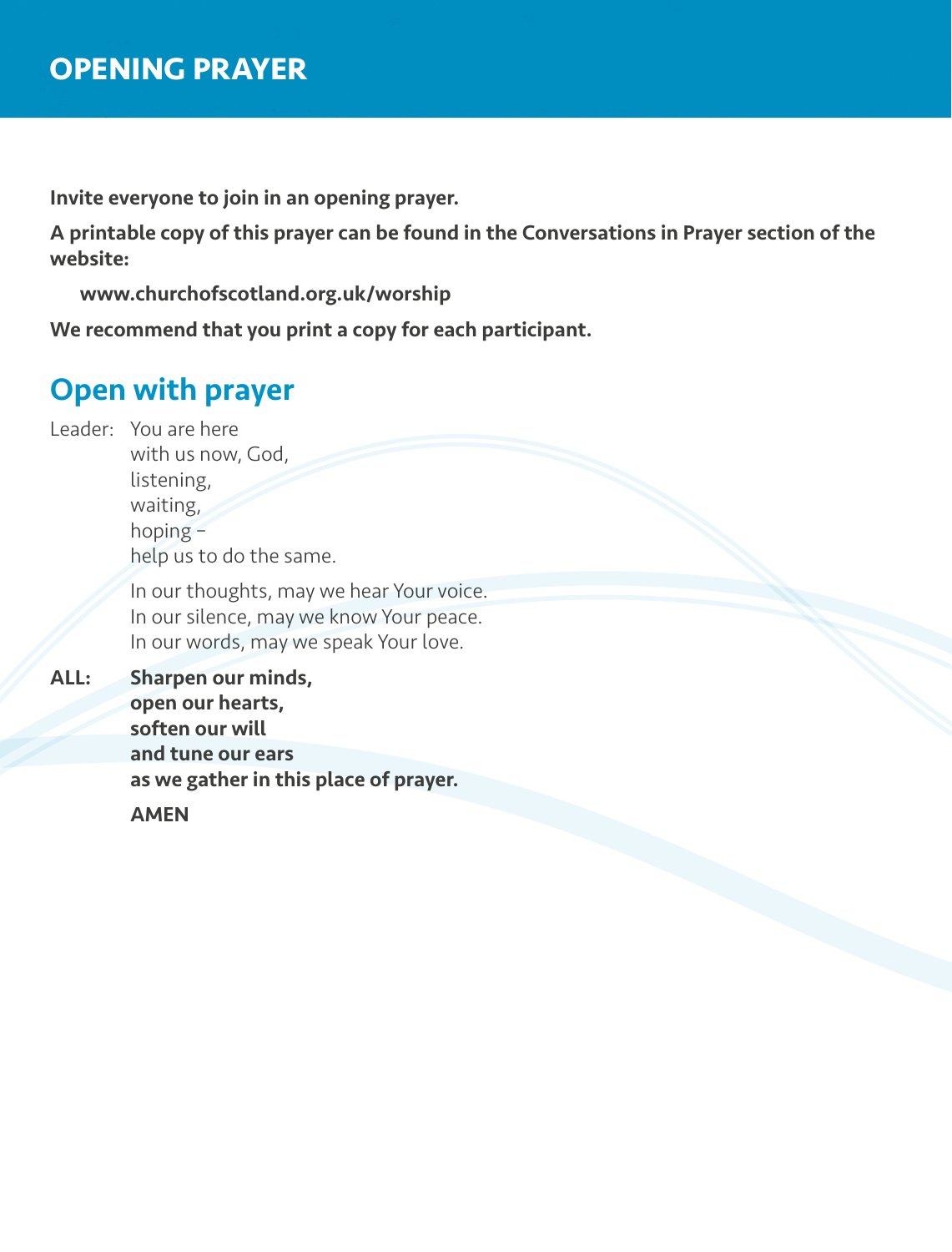# OPENING PRAYER

**Invite everyone to join in an opening prayer.**

**A printable copy of this prayer can be found in the Conversations in Prayer section of the website:**

**www.churchofscotland.org.uk/worship**

**We recommend that you print a copy for each participant.**

## Open with prayer

Leader: You are here  
with us now, God,  
listening,  
waiting,  
hoping –  
help us to do the same.

In our thoughts, may we hear Your voice.  
In our silence, may we know Your peace.  
In our words, may we speak Your love.

**ALL: Sharpen our minds,**  
**open our hearts,**  
**soften our will**  
**and tune our ears**  
**as we gather in this place of prayer.**

**AMEN**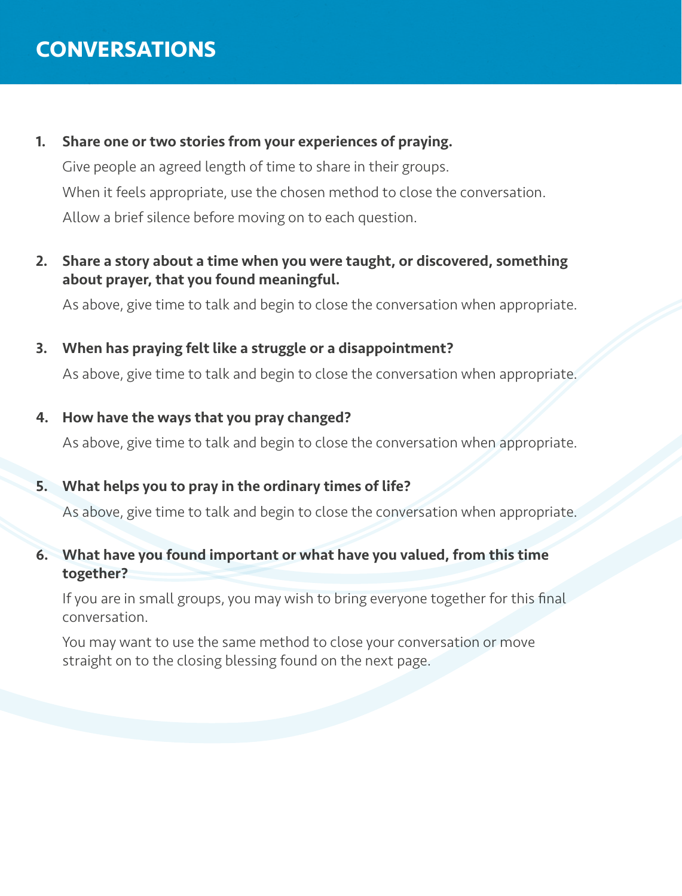# CONVERSATIONS

1. **Share one or two stories from your experiences of praying.**

   Give people an agreed length of time to share in their groups.

   When it feels appropriate, use the chosen method to close the conversation.

   Allow a brief silence before moving on to each question.

2. **Share a story about a time when you were taught, or discovered, something about prayer, that you found meaningful.**

   As above, give time to talk and begin to close the conversation when appropriate.

3. **When has praying felt like a struggle or a disappointment?**

   As above, give time to talk and begin to close the conversation when appropriate.

4. **How have the ways that you pray changed?**

   As above, give time to talk and begin to close the conversation when appropriate.

5. **What helps you to pray in the ordinary times of life?**

   As above, give time to talk and begin to close the conversation when appropriate.

6. **What have you found important or what have you valued, from this time together?**

   If you are in small groups, you may wish to bring everyone together for this final conversation.

   You may want to use the same method to close your conversation or move straight on to the closing blessing found on the next page.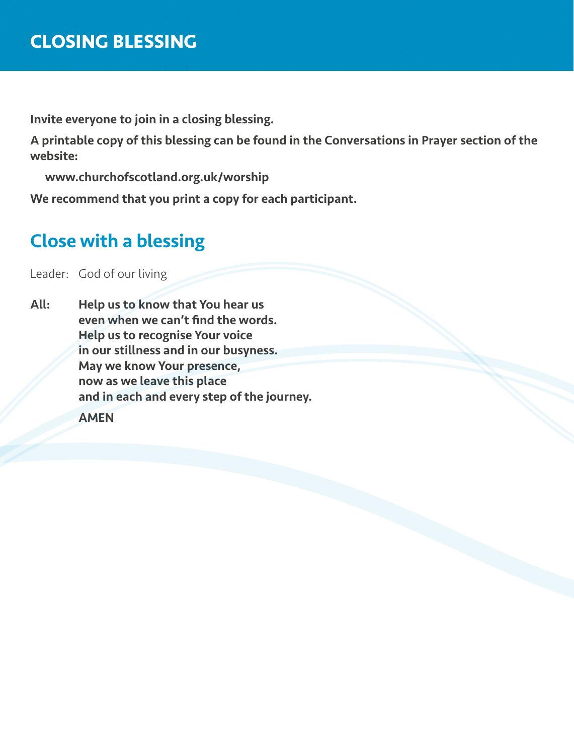# CLOSING BLESSING

**Invite everyone to join in a closing blessing.**

**A printable copy of this blessing can be found in the Conversations in Prayer section of the website:**

**www.churchofscotland.org.uk/worship**

**We recommend that you print a copy for each participant.**

## Close with a blessing

Leader: God of our living

**All: Help us to know that You hear us**
**even when we can't find the words.**
**Help us to recognise Your voice**
**in our stillness and in our busyness.**
**May we know Your presence,**
**now as we leave this place**
**and in each and every step of the journey.**

**AMEN**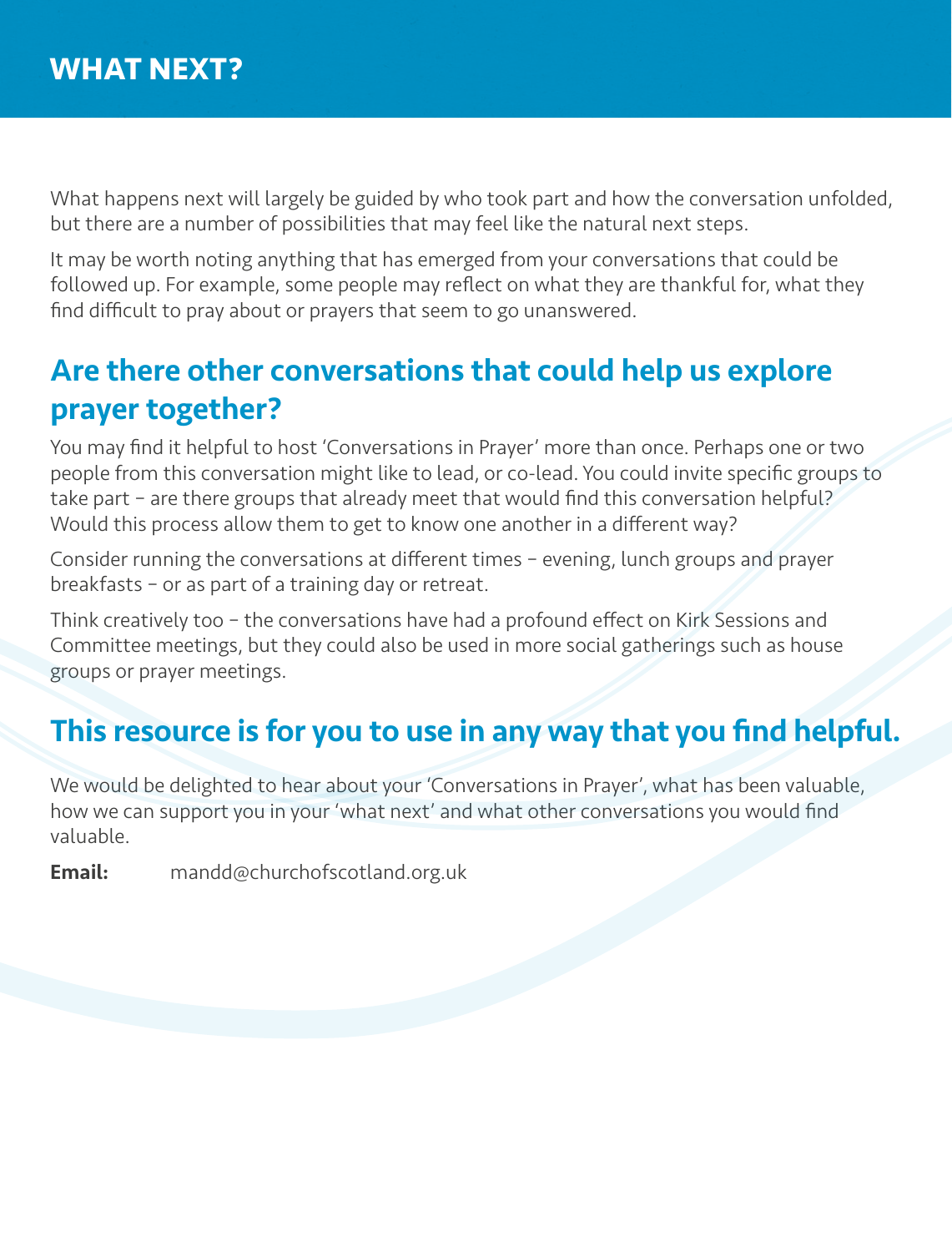# WHAT NEXT?

What happens next will largely be guided by who took part and how the conversation unfolded, but there are a number of possibilities that may feel like the natural next steps.

It may be worth noting anything that has emerged from your conversations that could be followed up. For example, some people may reflect on what they are thankful for, what they find difficult to pray about or prayers that seem to go unanswered.

## Are there other conversations that could help us explore prayer together?

You may find it helpful to host 'Conversations in Prayer' more than once. Perhaps one or two people from this conversation might like to lead, or co-lead. You could invite specific groups to take part – are there groups that already meet that would find this conversation helpful? Would this process allow them to get to know one another in a different way?

Consider running the conversations at different times – evening, lunch groups and prayer breakfasts – or as part of a training day or retreat.

Think creatively too – the conversations have had a profound effect on Kirk Sessions and Committee meetings, but they could also be used in more social gatherings such as house groups or prayer meetings.

## This resource is for you to use in any way that you find helpful.

We would be delighted to hear about your 'Conversations in Prayer', what has been valuable, how we can support you in your 'what next' and what other conversations you would find valuable.

**Email:** mandd@churchofscotland.org.uk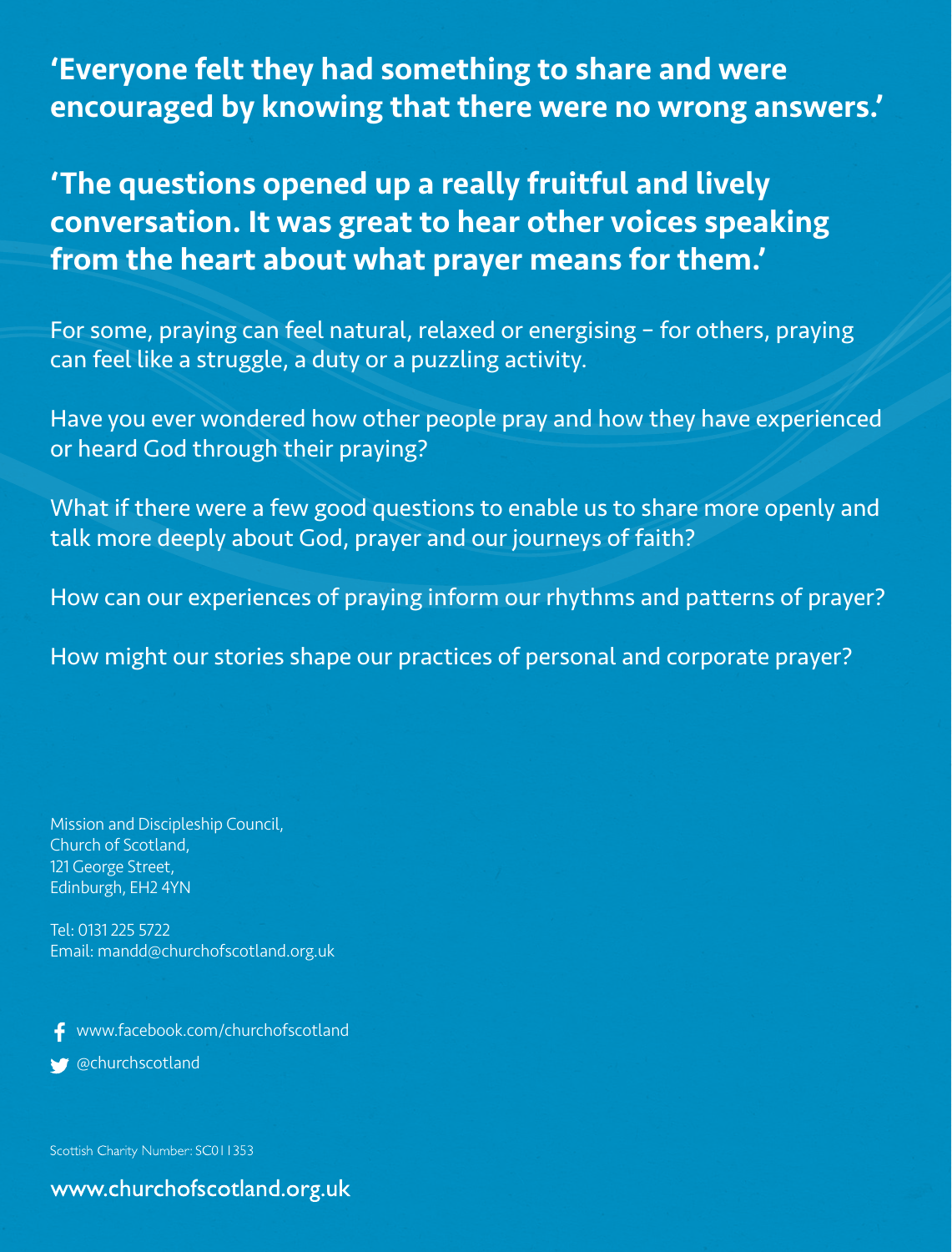**‘Everyone felt they had something to share and were encouraged by knowing that there were no wrong answers.’**

**‘The questions opened up a really fruitful and lively conversation. It was great to hear other voices speaking from the heart about what prayer means for them.’**

For some, praying can feel natural, relaxed or energising – for others, praying can feel like a struggle, a duty or a puzzling activity.

Have you ever wondered how other people pray and how they have experienced or heard God through their praying?

What if there were a few good questions to enable us to share more openly and talk more deeply about God, prayer and our journeys of faith?

How can our experiences of praying inform our rhythms and patterns of prayer?

How might our stories shape our practices of personal and corporate prayer?

Mission and Discipleship Council,
Church of Scotland,
121 George Street,
Edinburgh, EH2 4YN

Tel: 0131 225 5722
Email: mandd@churchofscotland.org.uk

www.facebook.com/churchofscotland
@churchscotland

Scottish Charity Number: SC011353

www.churchofscotland.org.uk